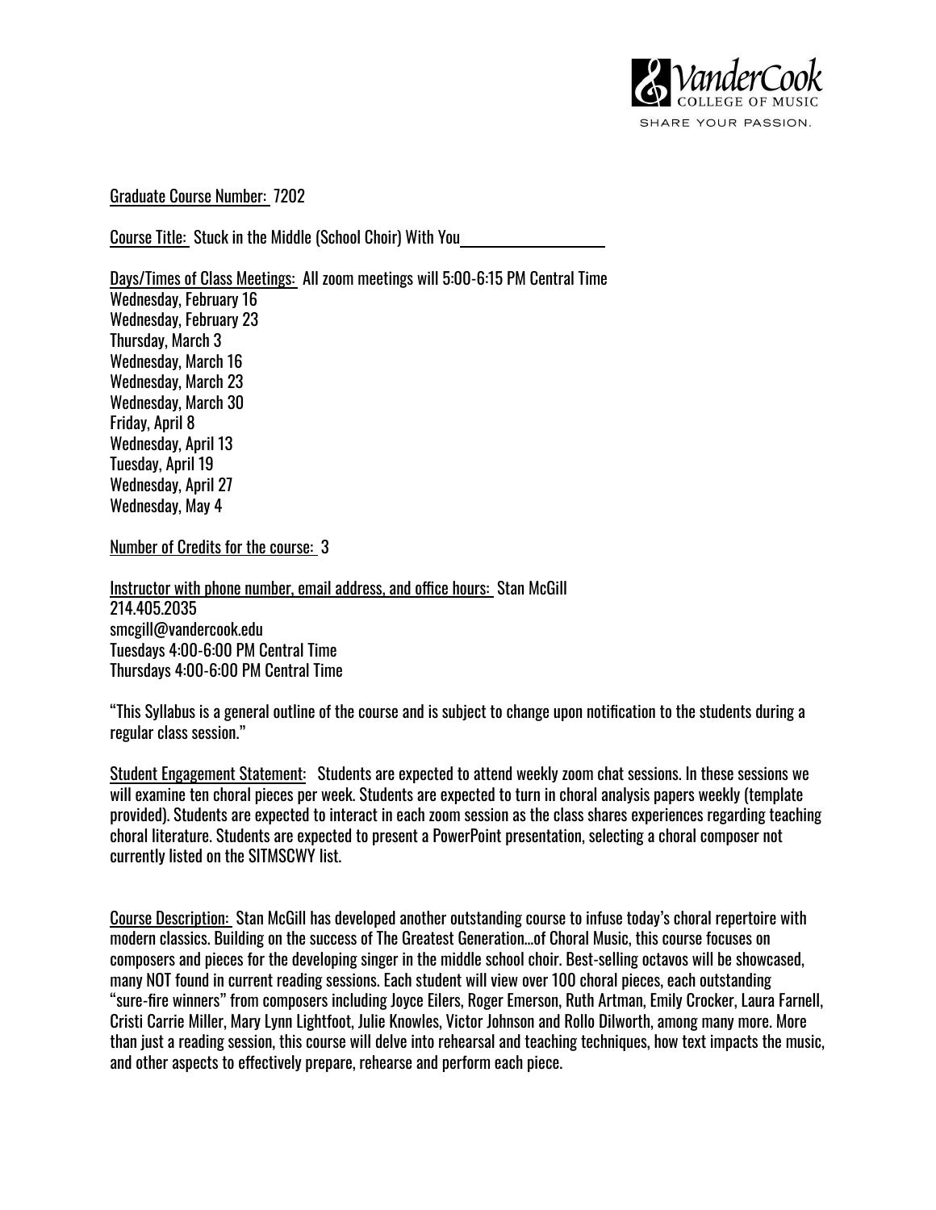Graduate Course Number: 7202

Course Title: Stuck in the Middle (School Choir) With You

Days/Times of Class Meetings: All zoom meetings will 5:00-6:15 PM Central Time
Wednesday, February 16
Wednesday, February 23
Thursday, March 3
Wednesday, March 16
Wednesday, March 23
Wednesday, March 30
Friday, April 8
Wednesday, April 13
Tuesday, April 19
Wednesday, April 27
Wednesday, May 4

Number of Credits for the course: 3

Instructor with phone number, email address, and office hours: Stan McGill
214.405.2035
smcgill@vandercook.edu
Tuesdays 4:00-6:00 PM Central Time
Thursdays 4:00-6:00 PM Central Time

"This Syllabus is a general outline of the course and is subject to change upon notification to the students during a regular class session."

Student Engagement Statement: Students are expected to attend weekly zoom chat sessions. In these sessions we will examine ten choral pieces per week. Students are expected to turn in choral analysis papers weekly (template provided). Students are expected to interact in each zoom session as the class shares experiences regarding teaching choral literature. Students are expected to present a PowerPoint presentation, selecting a choral composer not currently listed on the SITMSCWY list.

Course Description: Stan McGill has developed another outstanding course to infuse today's choral repertoire with modern classics. Building on the success of The Greatest Generation…of Choral Music, this course focuses on composers and pieces for the developing singer in the middle school choir. Best-selling octavos will be showcased, many NOT found in current reading sessions. Each student will view over 100 choral pieces, each outstanding "sure-fire winners" from composers including Joyce Eilers, Roger Emerson, Ruth Artman, Emily Crocker, Laura Farnell, Cristi Carrie Miller, Mary Lynn Lightfoot, Julie Knowles, Victor Johnson and Rollo Dilworth, among many more. More than just a reading session, this course will delve into rehearsal and teaching techniques, how text impacts the music, and other aspects to effectively prepare, rehearse and perform each piece.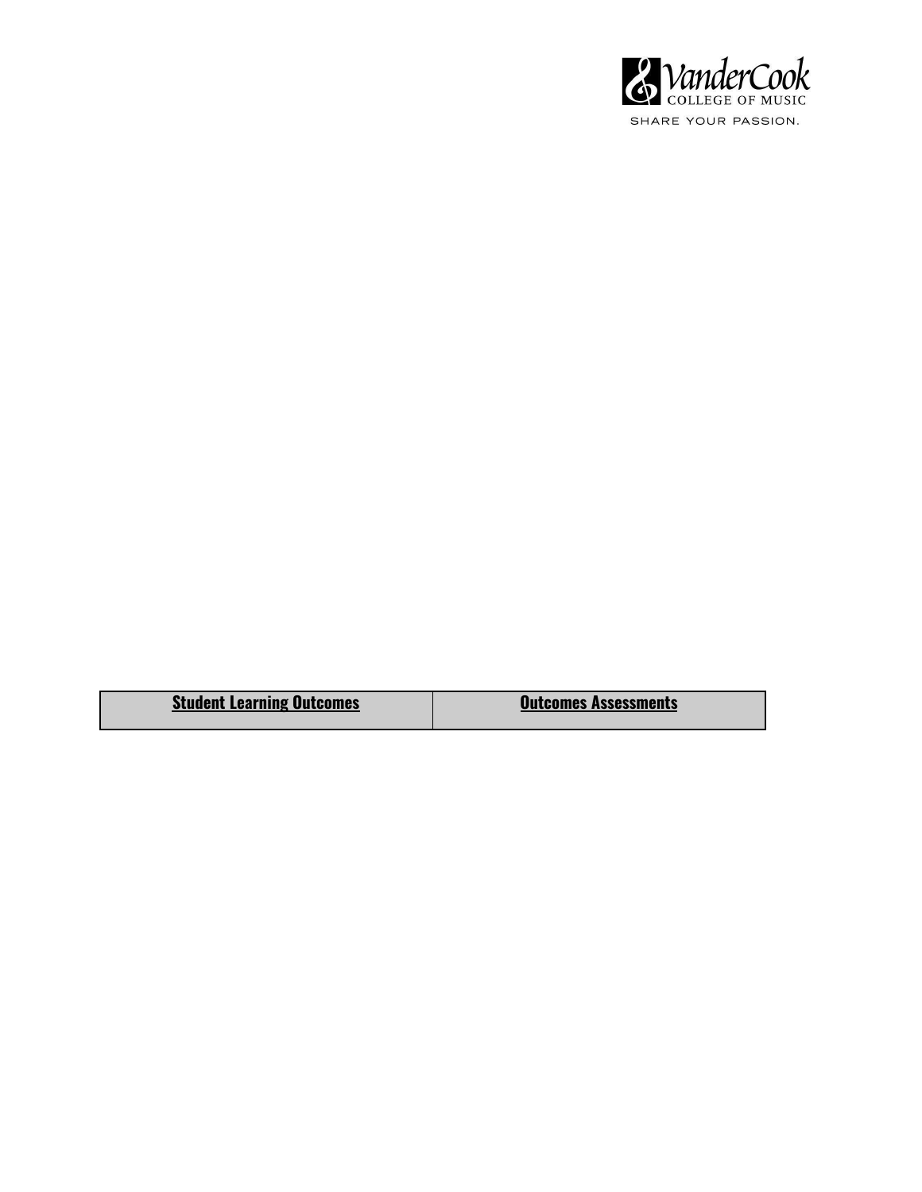| **Student Learning Outcomes** | **Outcomes Assessments** |
| --- | --- |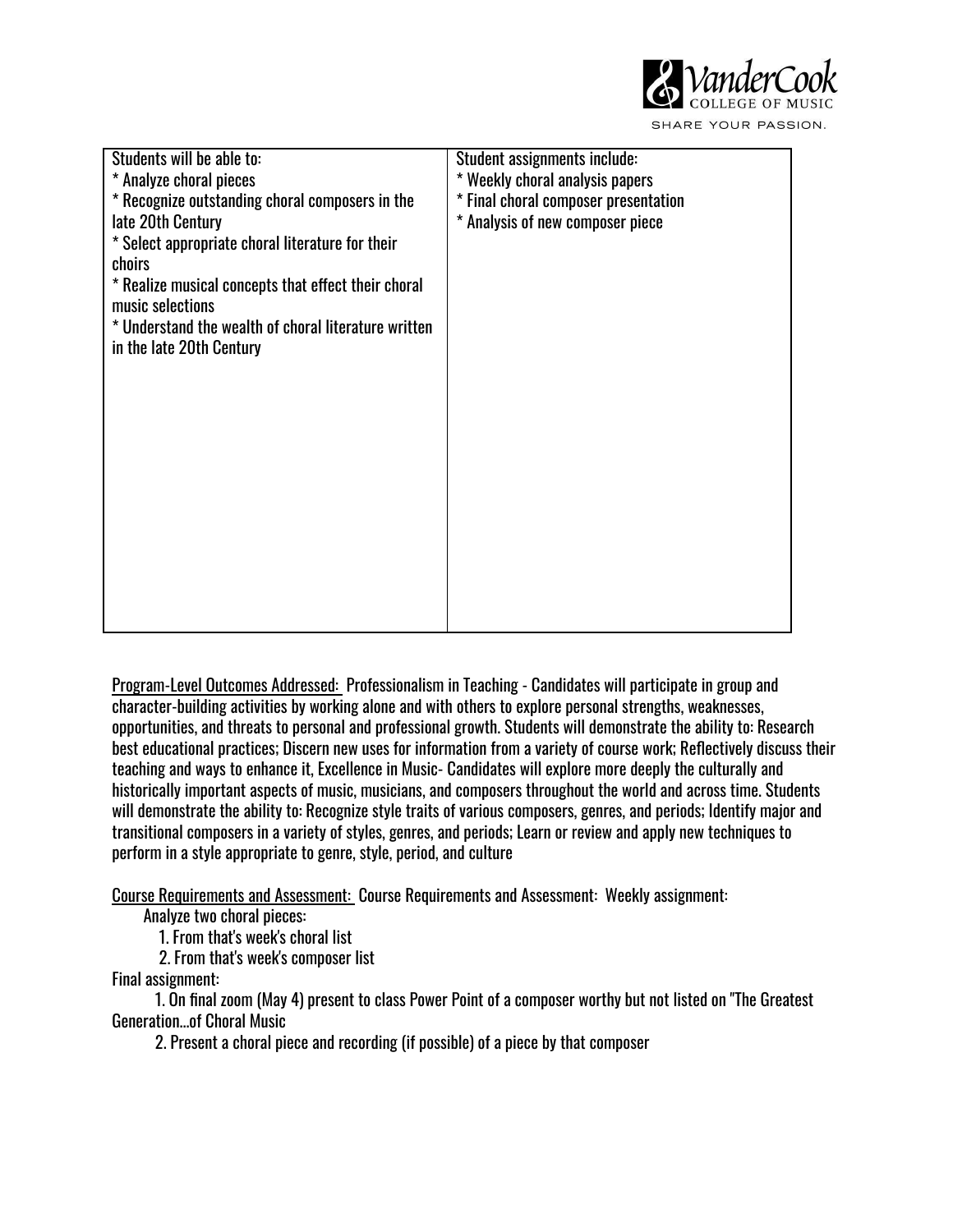| Students will be able to:<br>* Analyze choral pieces<br>* Recognize outstanding choral composers in the late 20th Century<br>* Select appropriate choral literature for their choirs<br>* Realize musical concepts that effect their choral music selections<br>* Understand the wealth of choral literature written in the late 20th Century | Student assignments include:<br>* Weekly choral analysis papers<br>* Final choral composer presentation<br>* Analysis of new composer piece |
|---|---|

Program-Level Outcomes Addressed: Professionalism in Teaching - Candidates will participate in group and character-building activities by working alone and with others to explore personal strengths, weaknesses, opportunities, and threats to personal and professional growth. Students will demonstrate the ability to: Research best educational practices; Discern new uses for information from a variety of course work; Reflectively discuss their teaching and ways to enhance it, Excellence in Music- Candidates will explore more deeply the culturally and historically important aspects of music, musicians, and composers throughout the world and across time. Students will demonstrate the ability to: Recognize style traits of various composers, genres, and periods; Identify major and transitional composers in a variety of styles, genres, and periods; Learn or review and apply new techniques to perform in a style appropriate to genre, style, period, and culture

Course Requirements and Assessment: Course Requirements and Assessment: Weekly assignment:

Analyze two choral pieces:

1. From that's week's choral list
2. From that's week's composer list

Final assignment:

1. On final zoom (May 4) present to class Power Point of a composer worthy but not listed on "The Greatest Generation...of Choral Music
2. Present a choral piece and recording (if possible) of a piece by that composer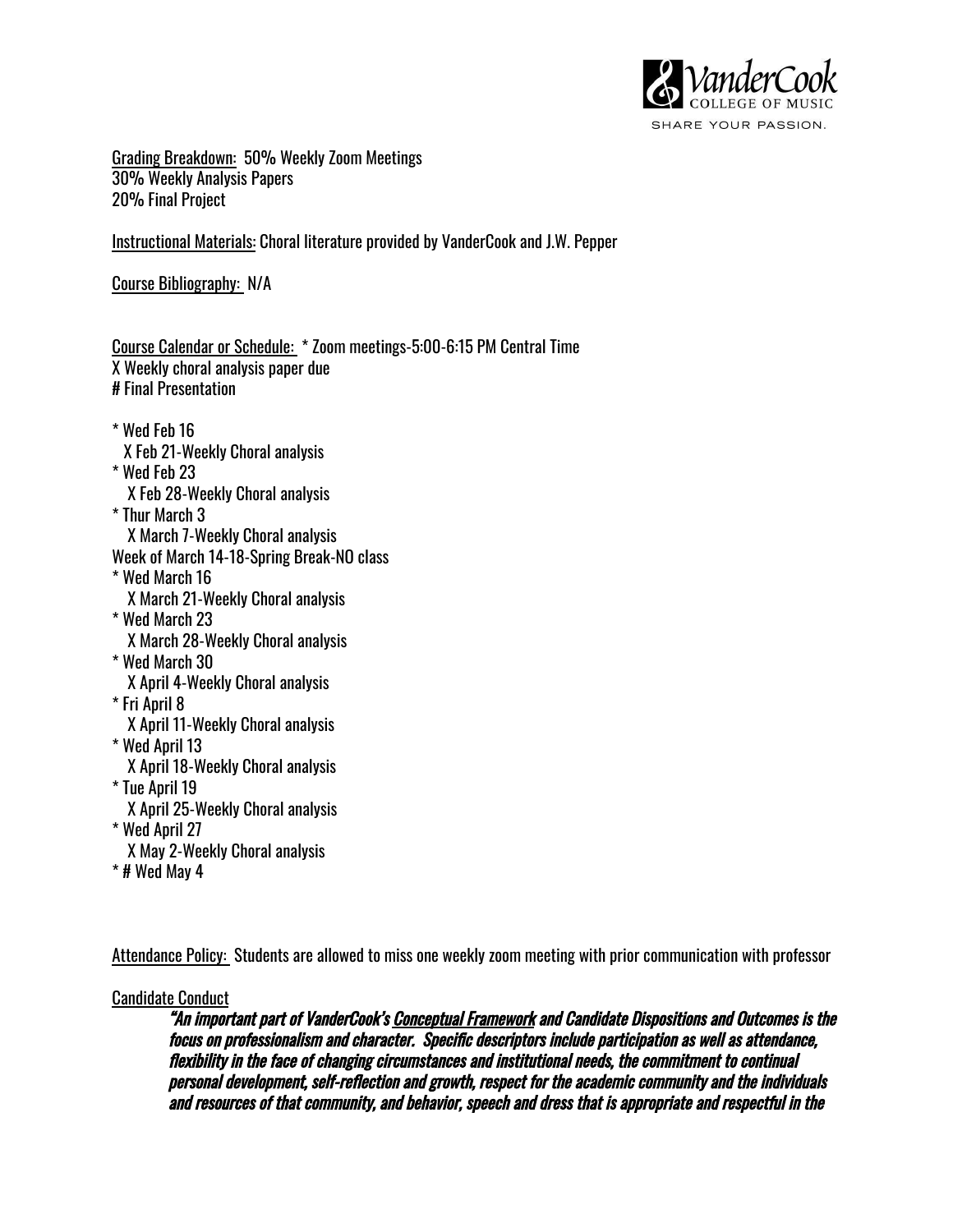Grading Breakdown: 50% Weekly Zoom Meetings
30% Weekly Analysis Papers
20% Final Project

Instructional Materials: Choral literature provided by VanderCook and J.W. Pepper

Course Bibliography: N/A

Course Calendar or Schedule: * Zoom meetings-5:00-6:15 PM Central Time
X Weekly choral analysis paper due
# Final Presentation

* Wed Feb 16
  X Feb 21-Weekly Choral analysis
* Wed Feb 23
  X Feb 28-Weekly Choral analysis
* Thur March 3
  X March 7-Weekly Choral analysis
Week of March 14-18-Spring Break-NO class
* Wed March 16
  X March 21-Weekly Choral analysis
* Wed March 23
  X March 28-Weekly Choral analysis
* Wed March 30
  X April 4-Weekly Choral analysis
* Fri April 8
  X April 11-Weekly Choral analysis
* Wed April 13
  X April 18-Weekly Choral analysis
* Tue April 19
  X April 25-Weekly Choral analysis
* Wed April 27
  X May 2-Weekly Choral analysis
* # Wed May 4

Attendance Policy: Students are allowed to miss one weekly zoom meeting with prior communication with professor

Candidate Conduct

> ***"An important part of VanderCook's Conceptual Framework and Candidate Dispositions and Outcomes is the focus on professionalism and character. Specific descriptors include participation as well as attendance, flexibility in the face of changing circumstances and institutional needs, the commitment to continual personal development, self-reflection and growth, respect for the academic community and the individuals and resources of that community, and behavior, speech and dress that is appropriate and respectful in the***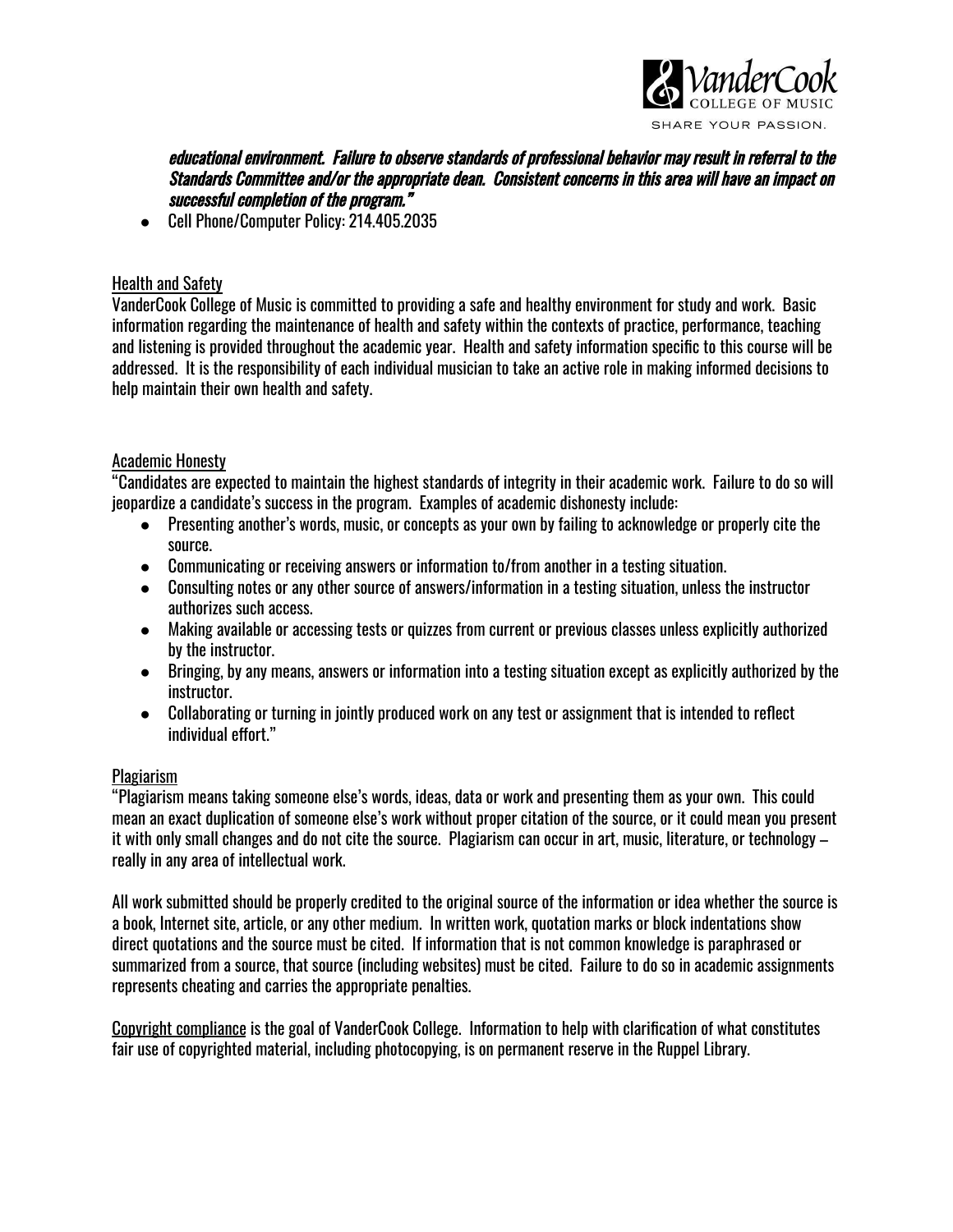***educational environment. Failure to observe standards of professional behavior may result in referral to the Standards Committee and/or the appropriate dean. Consistent concerns in this area will have an impact on successful completion of the program."***

- Cell Phone/Computer Policy: 214.405.2035

<u>Health and Safety</u>

VanderCook College of Music is committed to providing a safe and healthy environment for study and work. Basic information regarding the maintenance of health and safety within the contexts of practice, performance, teaching and listening is provided throughout the academic year. Health and safety information specific to this course will be addressed. It is the responsibility of each individual musician to take an active role in making informed decisions to help maintain their own health and safety.

<u>Academic Honesty</u>

"Candidates are expected to maintain the highest standards of integrity in their academic work. Failure to do so will jeopardize a candidate's success in the program. Examples of academic dishonesty include:

- Presenting another's words, music, or concepts as your own by failing to acknowledge or properly cite the source.
- Communicating or receiving answers or information to/from another in a testing situation.
- Consulting notes or any other source of answers/information in a testing situation, unless the instructor authorizes such access.
- Making available or accessing tests or quizzes from current or previous classes unless explicitly authorized by the instructor.
- Bringing, by any means, answers or information into a testing situation except as explicitly authorized by the instructor.
- Collaborating or turning in jointly produced work on any test or assignment that is intended to reflect individual effort."

<u>Plagiarism</u>

"Plagiarism means taking someone else's words, ideas, data or work and presenting them as your own. This could mean an exact duplication of someone else's work without proper citation of the source, or it could mean you present it with only small changes and do not cite the source. Plagiarism can occur in art, music, literature, or technology – really in any area of intellectual work.

All work submitted should be properly credited to the original source of the information or idea whether the source is a book, Internet site, article, or any other medium. In written work, quotation marks or block indentations show direct quotations and the source must be cited. If information that is not common knowledge is paraphrased or summarized from a source, that source (including websites) must be cited. Failure to do so in academic assignments represents cheating and carries the appropriate penalties.

<u>Copyright compliance</u> is the goal of VanderCook College. Information to help with clarification of what constitutes fair use of copyrighted material, including photocopying, is on permanent reserve in the Ruppel Library.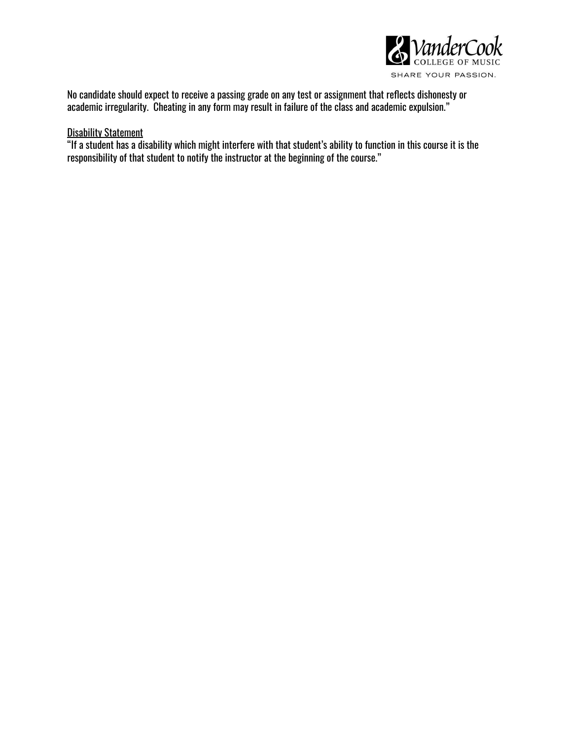No candidate should expect to receive a passing grade on any test or assignment that reflects dishonesty or academic irregularity.  Cheating in any form may result in failure of the class and academic expulsion."

Disability Statement

"If a student has a disability which might interfere with that student's ability to function in this course it is the responsibility of that student to notify the instructor at the beginning of the course."